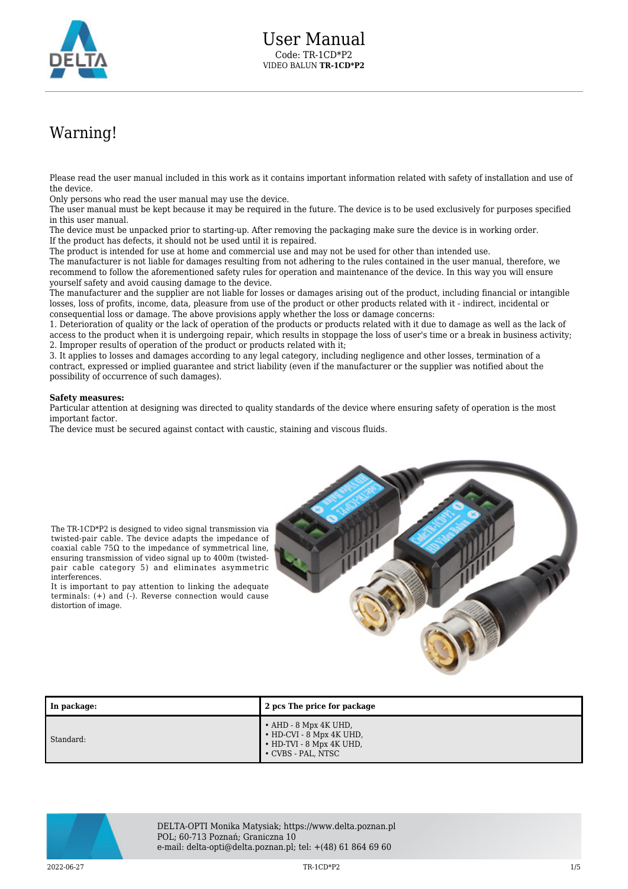# User Manual

Code: TR-1CD*P2
VIDEO BALUN **TR-1CD*P2**

# Warning!

Please read the user manual included in this work as it contains important information related with safety of installation and use of the device.
Only persons who read the user manual may use the device.
The user manual must be kept because it may be required in the future. The device is to be used exclusively for purposes specified in this user manual.
The device must be unpacked prior to starting-up. After removing the packaging make sure the device is in working order.
If the product has defects, it should not be used until it is repaired.
The product is intended for use at home and commercial use and may not be used for other than intended use.
The manufacturer is not liable for damages resulting from not adhering to the rules contained in the user manual, therefore, we recommend to follow the aforementioned safety rules for operation and maintenance of the device. In this way you will ensure yourself safety and avoid causing damage to the device.
The manufacturer and the supplier are not liable for losses or damages arising out of the product, including financial or intangible losses, loss of profits, income, data, pleasure from use of the product or other products related with it - indirect, incidental or consequential loss or damage. The above provisions apply whether the loss or damage concerns:
1. Deterioration of quality or the lack of operation of the products or products related with it due to damage as well as the lack of access to the product when it is undergoing repair, which results in stoppage the loss of user's time or a break in business activity;
2. Improper results of operation of the product or products related with it;
3. It applies to losses and damages according to any legal category, including negligence and other losses, termination of a contract, expressed or implied guarantee and strict liability (even if the manufacturer or the supplier was notified about the possibility of occurrence of such damages).

**Safety measures:**
Particular attention at designing was directed to quality standards of the device where ensuring safety of operation is the most important factor.
The device must be secured against contact with caustic, staining and viscous fluids.

The TR-1CD*P2 is designed to video signal transmission via twisted-pair cable. The device adapts the impedance of coaxial cable 75Ω to the impedance of symmetrical line, ensuring transmission of video signal up to 400m (twisted-pair cable category 5) and eliminates asymmetric interferences.
It is important to pay attention to linking the adequate terminals: (+) and (-). Reverse connection would cause distortion of image.

| In package: | 2 pcs The price for package |
|---|---|
| Standard: | • AHD - 8 Mpx 4K UHD,<br>• HD-CVI - 8 Mpx 4K UHD,<br>• HD-TVI - 8 Mpx 4K UHD,<br>• CVBS - PAL, NTSC |

DELTA-OPTI Monika Matysiak; https://www.delta.poznan.pl
POL; 60-713 Poznań; Graniczna 10
e-mail: delta-opti@delta.poznan.pl; tel: +(48) 61 864 69 60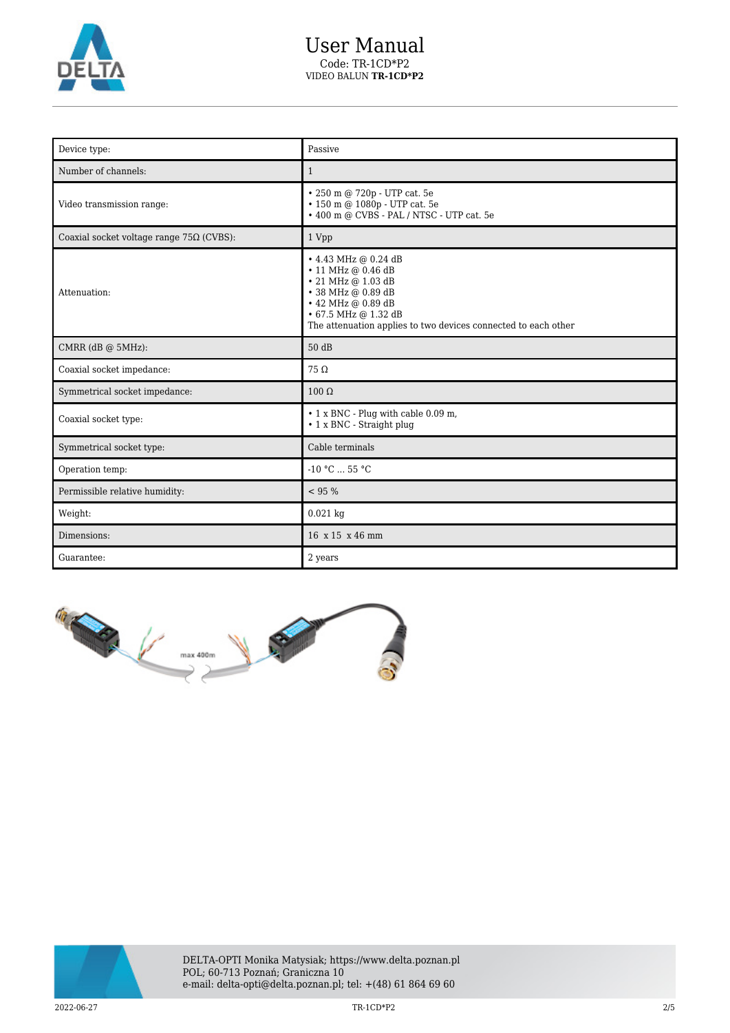# User Manual

Code: TR-1CD*P2

VIDEO BALUN **TR-1CD*P2**

| Device type: | Passive |
|---|---|
| Number of channels: | 1 |
| Video transmission range: | • 250 m @ 720p - UTP cat. 5e<br>• 150 m @ 1080p - UTP cat. 5e<br>• 400 m @ CVBS - PAL / NTSC - UTP cat. 5e |
| Coaxial socket voltage range 75Ω (CVBS): | 1 Vpp |
| Attenuation: | • 4.43 MHz @ 0.24 dB<br>• 11 MHz @ 0.46 dB<br>• 21 MHz @ 1.03 dB<br>• 38 MHz @ 0.89 dB<br>• 42 MHz @ 0.89 dB<br>• 67.5 MHz @ 1.32 dB<br>The attenuation applies to two devices connected to each other |
| CMRR (dB @ 5MHz): | 50 dB |
| Coaxial socket impedance: | 75 Ω |
| Symmetrical socket impedance: | 100 Ω |
| Coaxial socket type: | • 1 x BNC - Plug with cable 0.09 m,<br>• 1 x BNC - Straight plug |
| Symmetrical socket type: | Cable terminals |
| Operation temp: | -10 °C ... 55 °C |
| Permissible relative humidity: | < 95 % |
| Weight: | 0.021 kg |
| Dimensions: | 16 x 15 x 46 mm |
| Guarantee: | 2 years |

DELTA-OPTI Monika Matysiak; https://www.delta.poznan.pl
POL; 60-713 Poznań; Graniczna 10
e-mail: delta-opti@delta.poznan.pl; tel: +(48) 61 864 69 60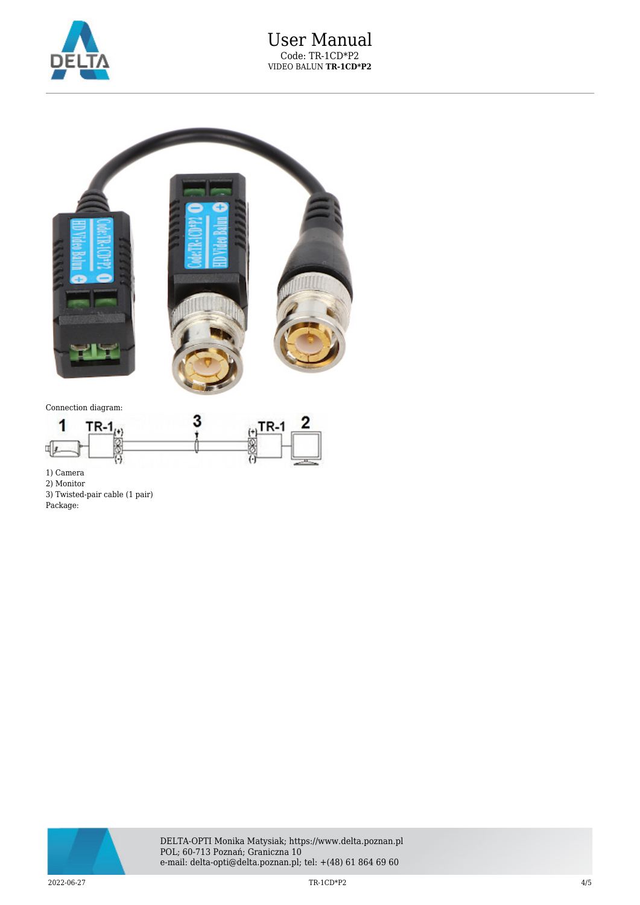Connection diagram:

1) Camera
2) Monitor
3) Twisted-pair cable (1 pair)

Package: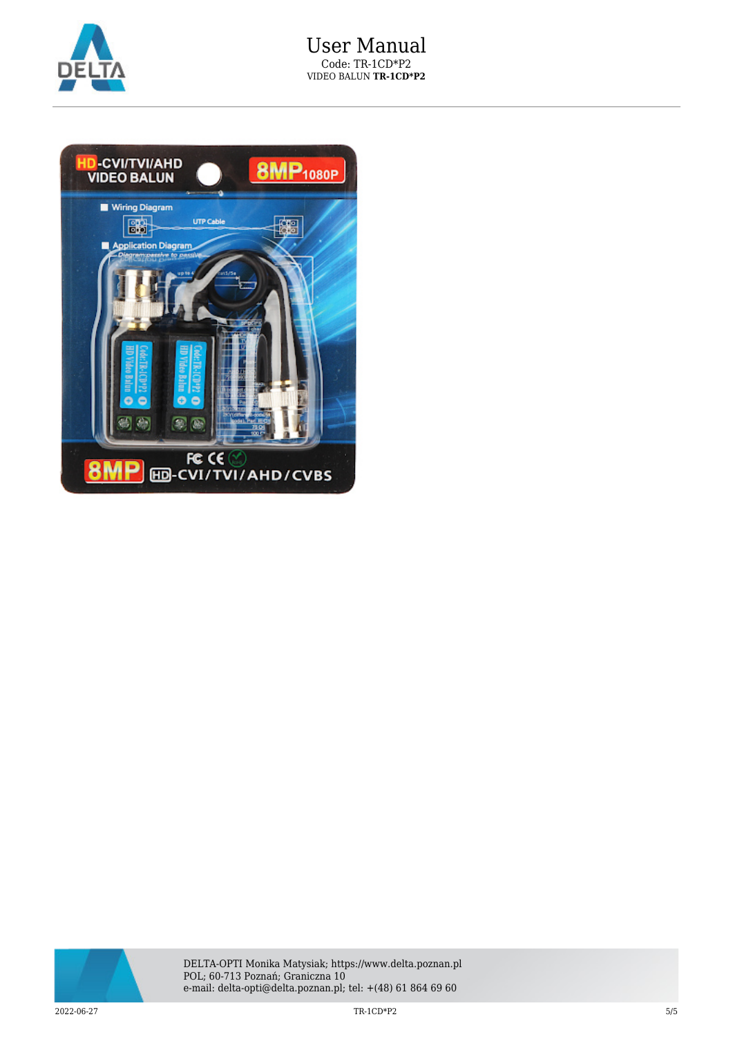DELTA-OPTI Monika Matysiak; https://www.delta.poznan.pl
POL; 60-713 Poznań; Graniczna 10
e-mail: delta-opti@delta.poznan.pl; tel: +(48) 61 864 69 60